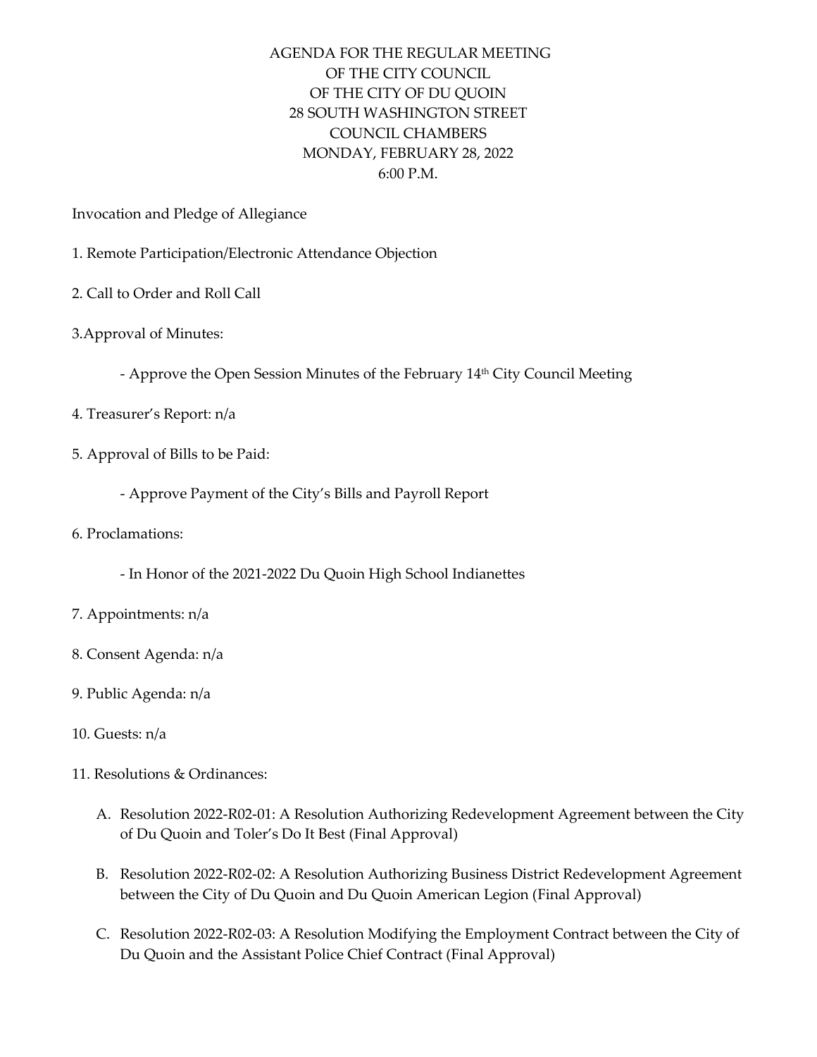# AGENDA FOR THE REGULAR MEETING OF THE CITY COUNCIL OF THE CITY OF DU QUOIN
28 SOUTH WASHINGTON STREET
COUNCIL CHAMBERS
MONDAY, FEBRUARY 28, 2022
6:00 P.M.

Invocation and Pledge of Allegiance

1. Remote Participation/Electronic Attendance Objection

2. Call to Order and Roll Call

3.Approval of Minutes:

   - Approve the Open Session Minutes of the February 14th City Council Meeting

4. Treasurer's Report: n/a

5. Approval of Bills to be Paid:

   - Approve Payment of the City's Bills and Payroll Report

6. Proclamations:

   - In Honor of the 2021-2022 Du Quoin High School Indianettes

7. Appointments: n/a

8. Consent Agenda: n/a

9. Public Agenda: n/a

10. Guests: n/a

11. Resolutions & Ordinances:

   A. Resolution 2022-R02-01: A Resolution Authorizing Redevelopment Agreement between the City of Du Quoin and Toler's Do It Best (Final Approval)

   B. Resolution 2022-R02-02: A Resolution Authorizing Business District Redevelopment Agreement between the City of Du Quoin and Du Quoin American Legion (Final Approval)

   C. Resolution 2022-R02-03: A Resolution Modifying the Employment Contract between the City of Du Quoin and the Assistant Police Chief Contract (Final Approval)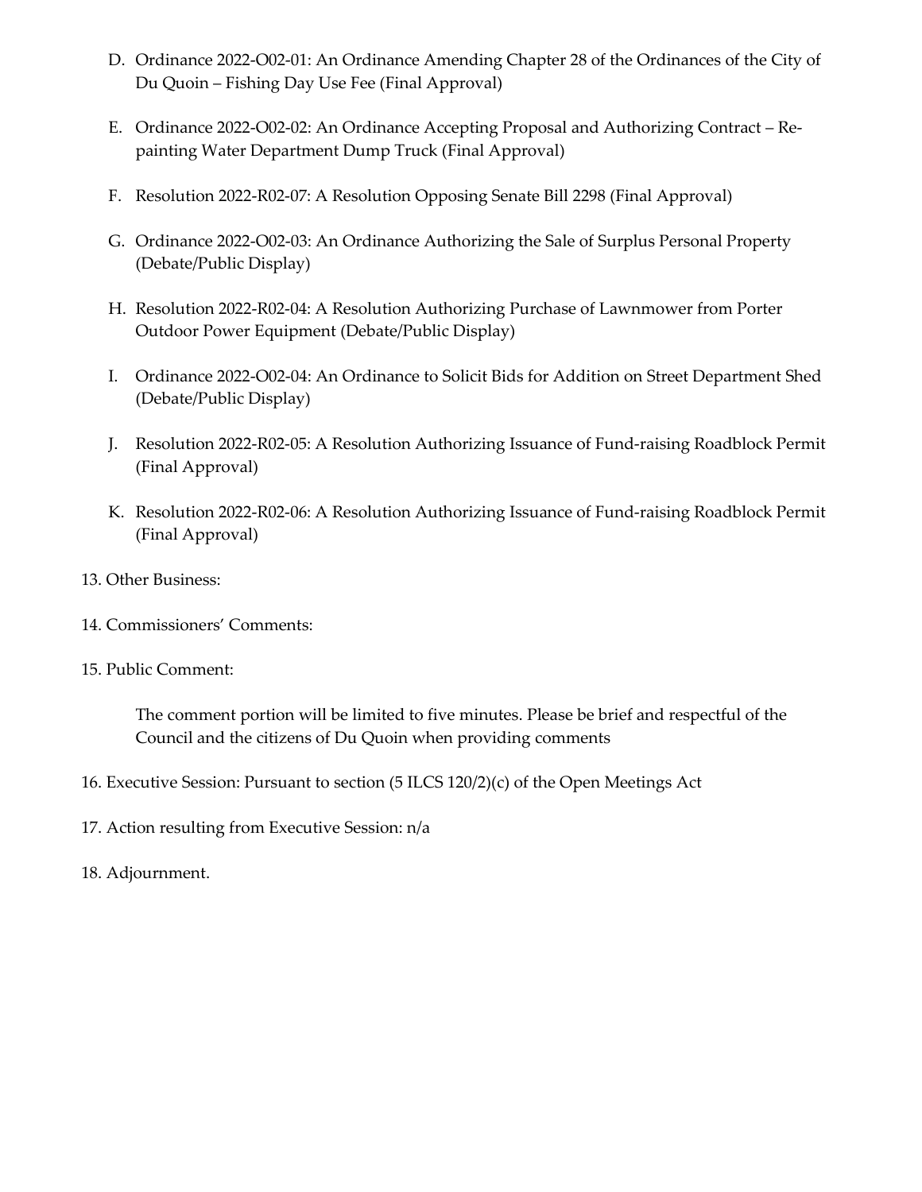D. Ordinance 2022-O02-01: An Ordinance Amending Chapter 28 of the Ordinances of the City of Du Quoin – Fishing Day Use Fee (Final Approval)

E. Ordinance 2022-O02-02: An Ordinance Accepting Proposal and Authorizing Contract – Re-painting Water Department Dump Truck (Final Approval)

F. Resolution 2022-R02-07: A Resolution Opposing Senate Bill 2298 (Final Approval)

G. Ordinance 2022-O02-03: An Ordinance Authorizing the Sale of Surplus Personal Property (Debate/Public Display)

H. Resolution 2022-R02-04: A Resolution Authorizing Purchase of Lawnmower from Porter Outdoor Power Equipment (Debate/Public Display)

I. Ordinance 2022-O02-04: An Ordinance to Solicit Bids for Addition on Street Department Shed (Debate/Public Display)

J. Resolution 2022-R02-05: A Resolution Authorizing Issuance of Fund-raising Roadblock Permit (Final Approval)

K. Resolution 2022-R02-06: A Resolution Authorizing Issuance of Fund-raising Roadblock Permit (Final Approval)

13. Other Business:

14. Commissioners' Comments:

15. Public Comment:

    The comment portion will be limited to five minutes. Please be brief and respectful of the Council and the citizens of Du Quoin when providing comments

16. Executive Session: Pursuant to section (5 ILCS 120/2)(c) of the Open Meetings Act

17. Action resulting from Executive Session: n/a

18. Adjournment.